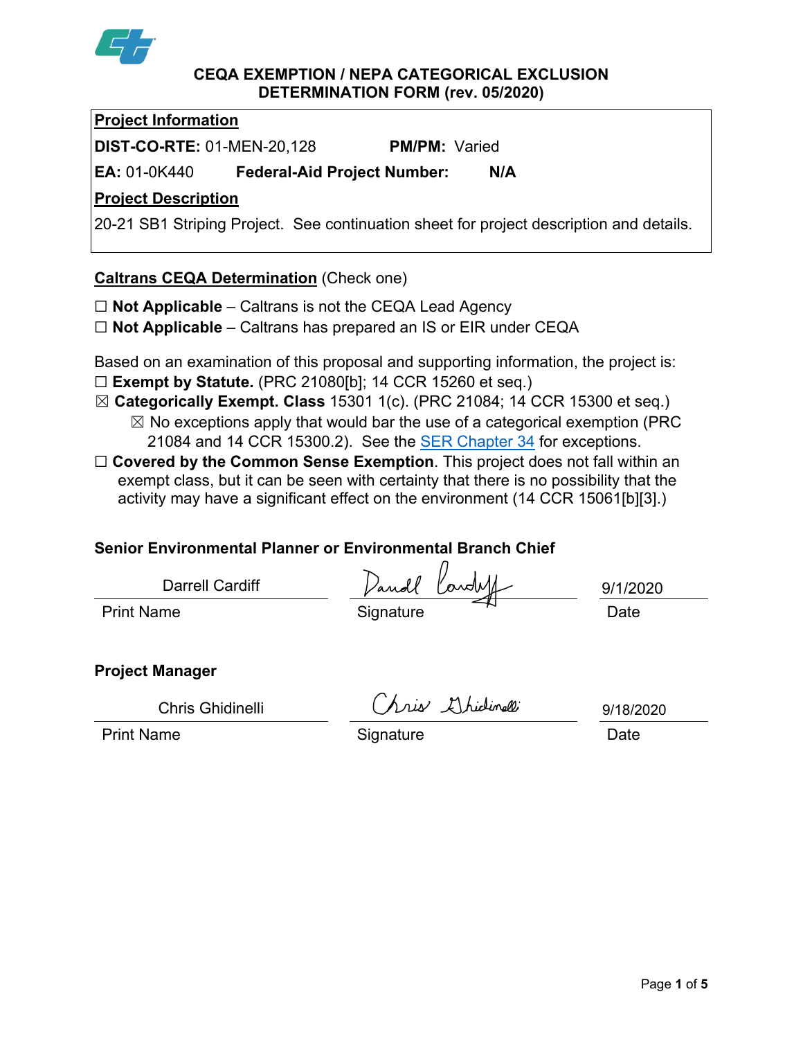# CEQA EXEMPTION / NEPA CATEGORICAL EXCLUSION DETERMINATION FORM (rev. 05/2020)

**Project Information**

**DIST-CO-RTE:** 01-MEN-20,128 **PM/PM:** Varied

**EA:** 01-0K440 **Federal-Aid Project Number:** **N/A**

**Project Description**

20-21 SB1 Striping Project. See continuation sheet for project description and details.

**Caltrans CEQA Determination** (Check one)

☐ **Not Applicable** – Caltrans is not the CEQA Lead Agency

☐ **Not Applicable** – Caltrans has prepared an IS or EIR under CEQA

Based on an examination of this proposal and supporting information, the project is:

☐ **Exempt by Statute.** (PRC 21080[b]; 14 CCR 15260 et seq.)

☒ **Categorically Exempt. Class** 15301 1(c). (PRC 21084; 14 CCR 15300 et seq.)

☒ No exceptions apply that would bar the use of a categorical exemption (PRC 21084 and 14 CCR 15300.2). See the SER Chapter 34 for exceptions.

☐ **Covered by the Common Sense Exemption**. This project does not fall within an exempt class, but it can be seen with certainty that there is no possibility that the activity may have a significant effect on the environment (14 CCR 15061[b][3].)

**Senior Environmental Planner or Environmental Branch Chief**

| Darrell Cardiff | Darrell Cardiff | 9/1/2020 |
|---|---|---|
| Print Name | Signature | Date |

**Project Manager**

| Chris Ghidinelli | Chris Ghidinelli | 9/18/2020 |
|---|---|---|
| Print Name | Signature | Date |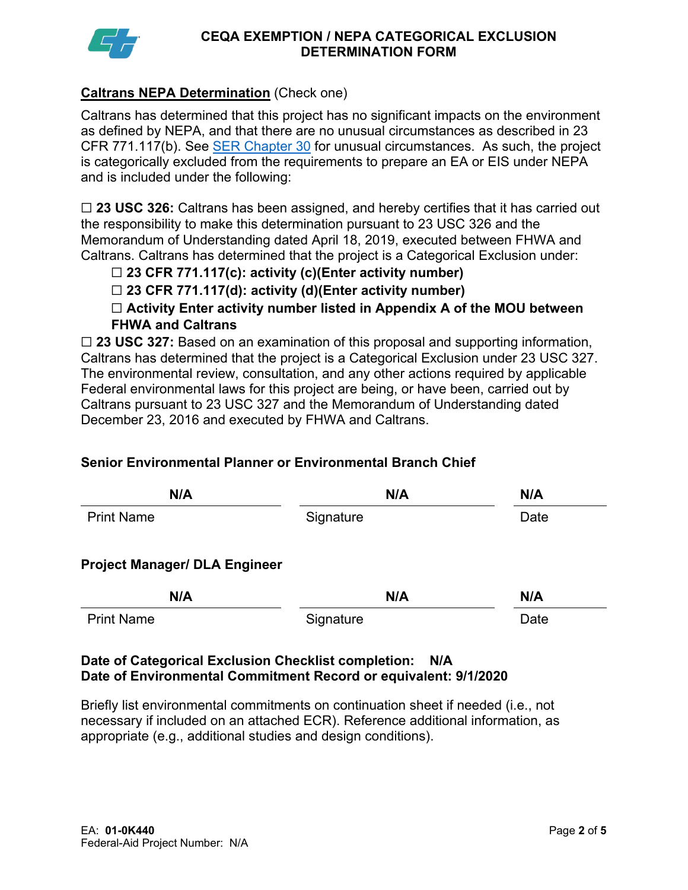# CEQA EXEMPTION / NEPA CATEGORICAL EXCLUSION DETERMINATION FORM

**Caltrans NEPA Determination** (Check one)

Caltrans has determined that this project has no significant impacts on the environment as defined by NEPA, and that there are no unusual circumstances as described in 23 CFR 771.117(b). See SER Chapter 30 for unusual circumstances. As such, the project is categorically excluded from the requirements to prepare an EA or EIS under NEPA and is included under the following:

☐ **23 USC 326:** Caltrans has been assigned, and hereby certifies that it has carried out the responsibility to make this determination pursuant to 23 USC 326 and the Memorandum of Understanding dated April 18, 2019, executed between FHWA and Caltrans. Caltrans has determined that the project is a Categorical Exclusion under:

- ☐ **23 CFR 771.117(c): activity (c)(Enter activity number)**
- ☐ **23 CFR 771.117(d): activity (d)(Enter activity number)**
- ☐ **Activity Enter activity number listed in Appendix A of the MOU between FHWA and Caltrans**

☐ **23 USC 327:** Based on an examination of this proposal and supporting information, Caltrans has determined that the project is a Categorical Exclusion under 23 USC 327. The environmental review, consultation, and any other actions required by applicable Federal environmental laws for this project are being, or have been, carried out by Caltrans pursuant to 23 USC 327 and the Memorandum of Understanding dated December 23, 2016 and executed by FHWA and Caltrans.

**Senior Environmental Planner or Environmental Branch Chief**

| **N/A** | **N/A** | **N/A** |
|---|---|---|
| Print Name | Signature | Date |

**Project Manager/ DLA Engineer**

| **N/A** | **N/A** | **N/A** |
|---|---|---|
| Print Name | Signature | Date |

**Date of Categorical Exclusion Checklist completion: N/A**
**Date of Environmental Commitment Record or equivalent: 9/1/2020**

Briefly list environmental commitments on continuation sheet if needed (i.e., not necessary if included on an attached ECR). Reference additional information, as appropriate (e.g., additional studies and design conditions).

EA: **01-0K440**
Federal-Aid Project Number: N/A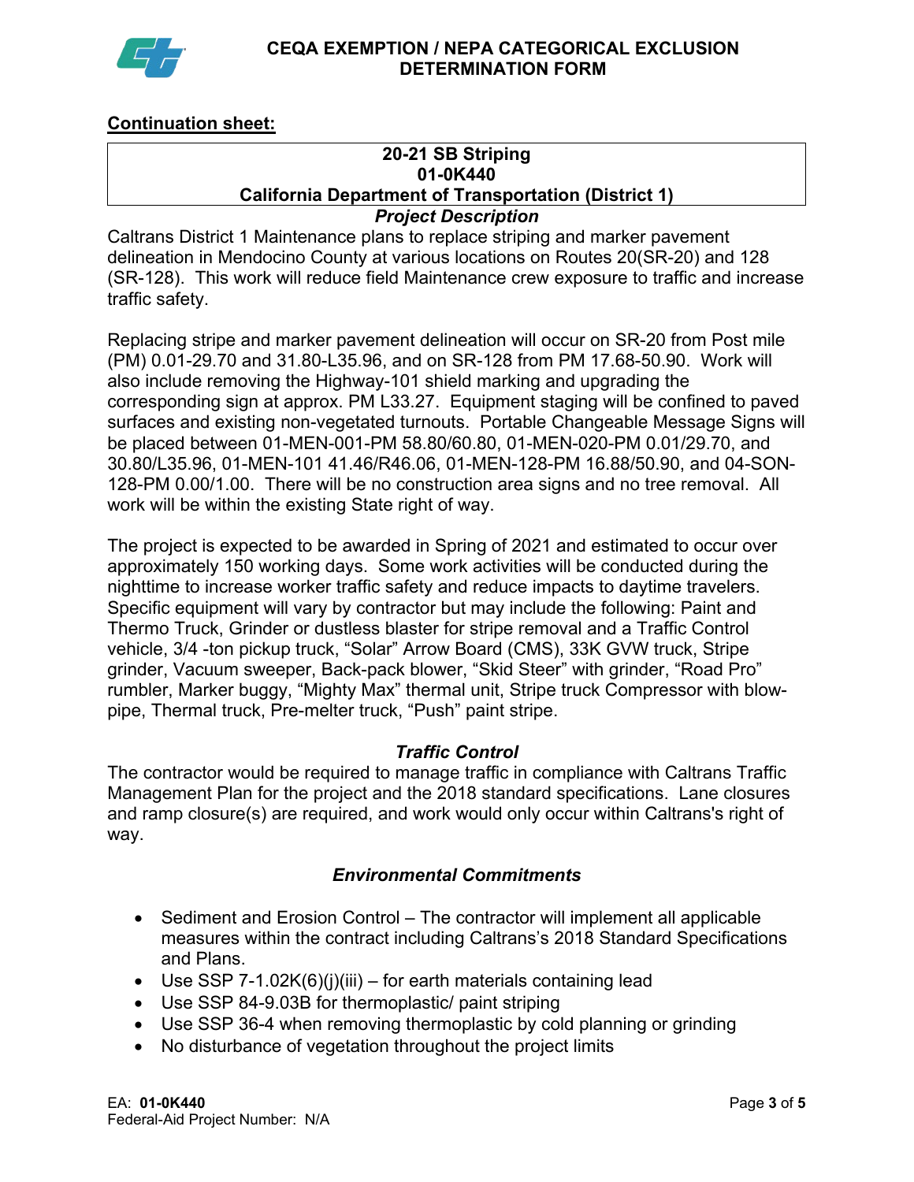**Continuation sheet:**

| 20-21 SB Striping<br>01-0K440<br>California Department of Transportation (District 1) |
|---|

### *Project Description*

Caltrans District 1 Maintenance plans to replace striping and marker pavement delineation in Mendocino County at various locations on Routes 20(SR-20) and 128 (SR-128). This work will reduce field Maintenance crew exposure to traffic and increase traffic safety.

Replacing stripe and marker pavement delineation will occur on SR-20 from Post mile (PM) 0.01-29.70 and 31.80-L35.96, and on SR-128 from PM 17.68-50.90. Work will also include removing the Highway-101 shield marking and upgrading the corresponding sign at approx. PM L33.27. Equipment staging will be confined to paved surfaces and existing non-vegetated turnouts. Portable Changeable Message Signs will be placed between 01-MEN-001-PM 58.80/60.80, 01-MEN-020-PM 0.01/29.70, and 30.80/L35.96, 01-MEN-101 41.46/R46.06, 01-MEN-128-PM 16.88/50.90, and 04-SON-128-PM 0.00/1.00. There will be no construction area signs and no tree removal. All work will be within the existing State right of way.

The project is expected to be awarded in Spring of 2021 and estimated to occur over approximately 150 working days. Some work activities will be conducted during the nighttime to increase worker traffic safety and reduce impacts to daytime travelers. Specific equipment will vary by contractor but may include the following: Paint and Thermo Truck, Grinder or dustless blaster for stripe removal and a Traffic Control vehicle, 3/4 -ton pickup truck, "Solar" Arrow Board (CMS), 33K GVW truck, Stripe grinder, Vacuum sweeper, Back-pack blower, "Skid Steer" with grinder, "Road Pro" rumbler, Marker buggy, "Mighty Max" thermal unit, Stripe truck Compressor with blow-pipe, Thermal truck, Pre-melter truck, "Push" paint stripe.

### *Traffic Control*

The contractor would be required to manage traffic in compliance with Caltrans Traffic Management Plan for the project and the 2018 standard specifications. Lane closures and ramp closure(s) are required, and work would only occur within Caltrans's right of way.

### *Environmental Commitments*

- Sediment and Erosion Control – The contractor will implement all applicable measures within the contract including Caltrans's 2018 Standard Specifications and Plans.
- Use SSP 7-1.02K(6)(j)(iii) – for earth materials containing lead
- Use SSP 84-9.03B for thermoplastic/ paint striping
- Use SSP 36-4 when removing thermoplastic by cold planning or grinding
- No disturbance of vegetation throughout the project limits

EA: **01-0K440**
Federal-Aid Project Number: N/A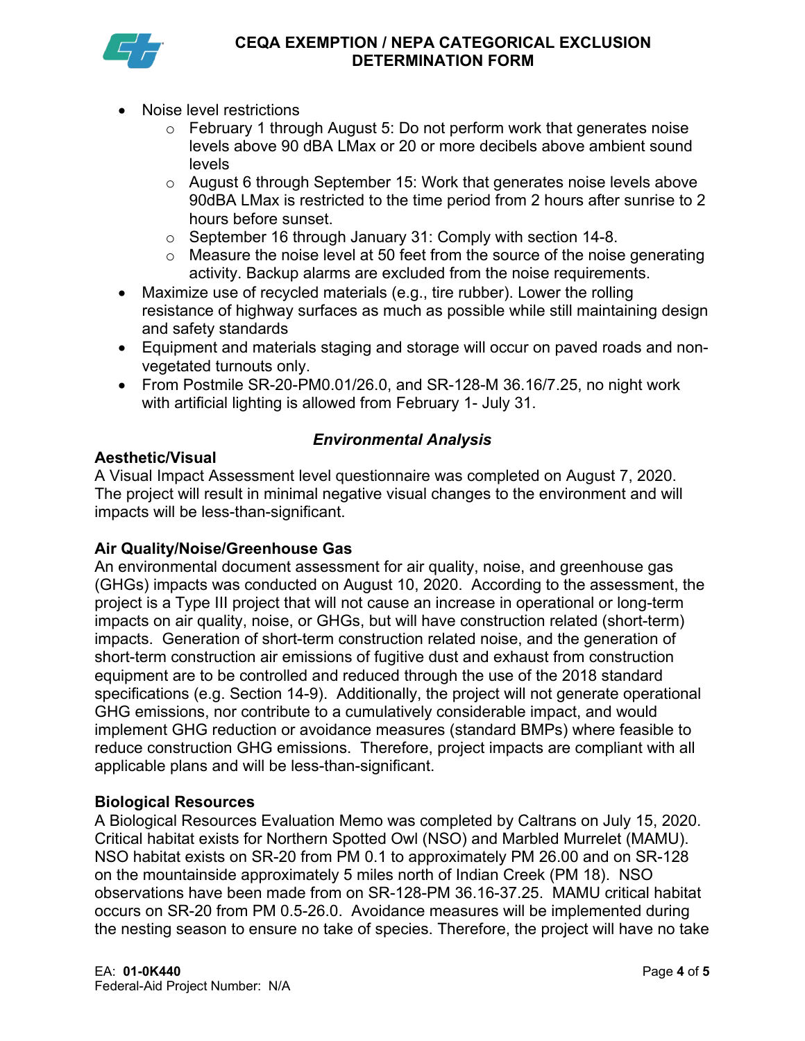- Noise level restrictions
    - February 1 through August 5: Do not perform work that generates noise levels above 90 dBA LMax or 20 or more decibels above ambient sound levels
    - August 6 through September 15: Work that generates noise levels above 90dBA LMax is restricted to the time period from 2 hours after sunrise to 2 hours before sunset.
    - September 16 through January 31: Comply with section 14-8.
    - Measure the noise level at 50 feet from the source of the noise generating activity. Backup alarms are excluded from the noise requirements.
- Maximize use of recycled materials (e.g., tire rubber). Lower the rolling resistance of highway surfaces as much as possible while still maintaining design and safety standards
- Equipment and materials staging and storage will occur on paved roads and non-vegetated turnouts only.
- From Postmile SR-20-PM0.01/26.0, and SR-128-M 36.16/7.25, no night work with artificial lighting is allowed from February 1- July 31.

## *Environmental Analysis*

### Aesthetic/Visual

A Visual Impact Assessment level questionnaire was completed on August 7, 2020. The project will result in minimal negative visual changes to the environment and will impacts will be less-than-significant.

### Air Quality/Noise/Greenhouse Gas

An environmental document assessment for air quality, noise, and greenhouse gas (GHGs) impacts was conducted on August 10, 2020. According to the assessment, the project is a Type III project that will not cause an increase in operational or long-term impacts on air quality, noise, or GHGs, but will have construction related (short-term) impacts. Generation of short-term construction related noise, and the generation of short-term construction air emissions of fugitive dust and exhaust from construction equipment are to be controlled and reduced through the use of the 2018 standard specifications (e.g. Section 14-9). Additionally, the project will not generate operational GHG emissions, nor contribute to a cumulatively considerable impact, and would implement GHG reduction or avoidance measures (standard BMPs) where feasible to reduce construction GHG emissions. Therefore, project impacts are compliant with all applicable plans and will be less-than-significant.

### Biological Resources

A Biological Resources Evaluation Memo was completed by Caltrans on July 15, 2020. Critical habitat exists for Northern Spotted Owl (NSO) and Marbled Murrelet (MAMU). NSO habitat exists on SR-20 from PM 0.1 to approximately PM 26.00 and on SR-128 on the mountainside approximately 5 miles north of Indian Creek (PM 18). NSO observations have been made from on SR-128-PM 36.16-37.25. MAMU critical habitat occurs on SR-20 from PM 0.5-26.0. Avoidance measures will be implemented during the nesting season to ensure no take of species. Therefore, the project will have no take

EA: **01-0K440**
Federal-Aid Project Number: N/A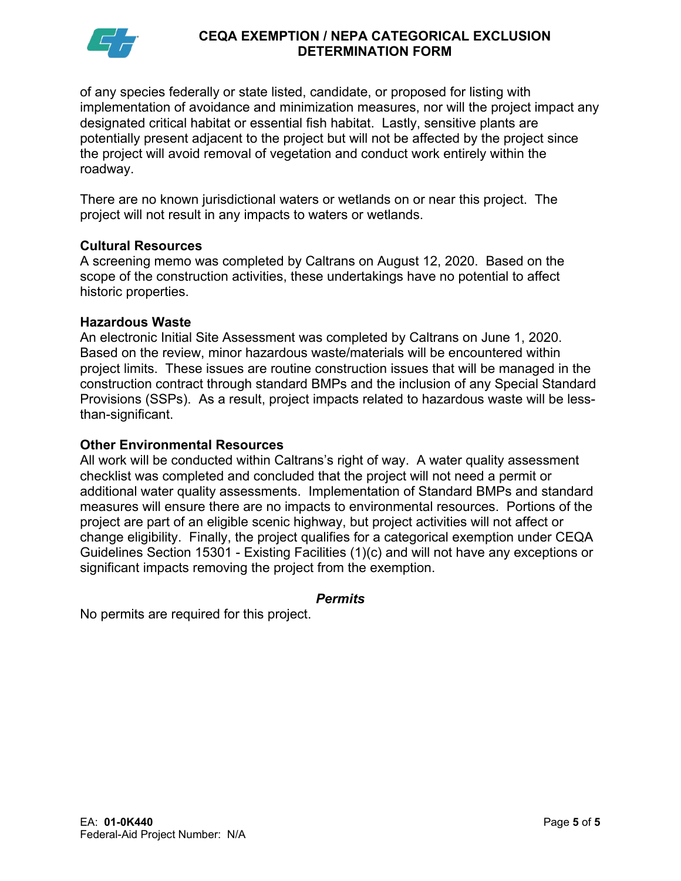of any species federally or state listed, candidate, or proposed for listing with implementation of avoidance and minimization measures, nor will the project impact any designated critical habitat or essential fish habitat. Lastly, sensitive plants are potentially present adjacent to the project but will not be affected by the project since the project will avoid removal of vegetation and conduct work entirely within the roadway.

There are no known jurisdictional waters or wetlands on or near this project. The project will not result in any impacts to waters or wetlands.

**Cultural Resources**

A screening memo was completed by Caltrans on August 12, 2020. Based on the scope of the construction activities, these undertakings have no potential to affect historic properties.

**Hazardous Waste**

An electronic Initial Site Assessment was completed by Caltrans on June 1, 2020. Based on the review, minor hazardous waste/materials will be encountered within project limits. These issues are routine construction issues that will be managed in the construction contract through standard BMPs and the inclusion of any Special Standard Provisions (SSPs). As a result, project impacts related to hazardous waste will be less-than-significant.

**Other Environmental Resources**

All work will be conducted within Caltrans's right of way. A water quality assessment checklist was completed and concluded that the project will not need a permit or additional water quality assessments. Implementation of Standard BMPs and standard measures will ensure there are no impacts to environmental resources. Portions of the project are part of an eligible scenic highway, but project activities will not affect or change eligibility. Finally, the project qualifies for a categorical exemption under CEQA Guidelines Section 15301 - Existing Facilities (1)(c) and will not have any exceptions or significant impacts removing the project from the exemption.

***Permits***

No permits are required for this project.

EA: **01-0K440**
Federal-Aid Project Number: N/A